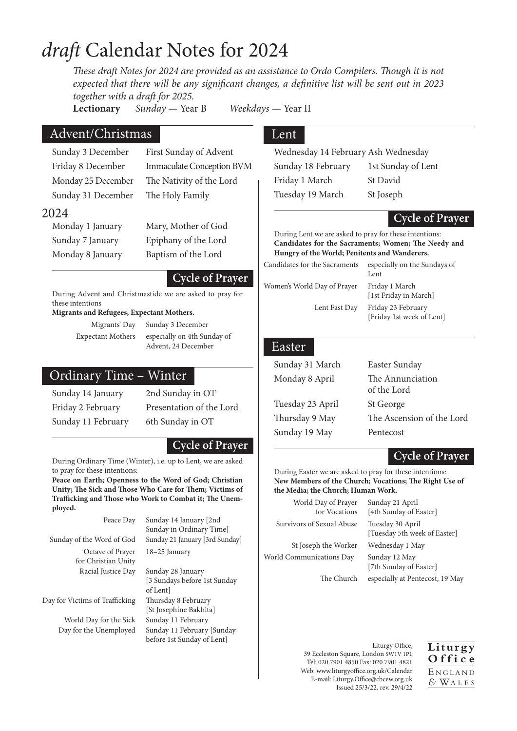# *draft* Calendar Notes for 2024

*These draft Notes for 2024 are provided as an assistance to Ordo Compilers. Though it is not expected that there will be any significant changes, a definitive list will be sent out in 2023 together with a draft for 2025.*

**Lectionary** *Sunday* — Year B *Weekdays* — Year II

## Advent/Christmas

| | |
|---|---|
| Sunday 3 December | First Sunday of Advent |
| Friday 8 December | Immaculate Conception BVM |
| Monday 25 December | The Nativity of the Lord |
| Sunday 31 December | The Holy Family |

### 2024

| | |
|---|---|
| Monday 1 January | Mary, Mother of God |
| Sunday 7 January | Epiphany of the Lord |
| Monday 8 January | Baptism of the Lord |

### Cycle of Prayer

During Advent and Christmastide we are asked to pray for these intentions

**Migrants and Refugees, Expectant Mothers.**

| | |
|---|---|
| Migrants' Day | Sunday 3 December |
| Expectant Mothers | especially on 4th Sunday of Advent, 24 December |

## Ordinary Time – Winter

| | |
|---|---|
| Sunday 14 January | 2nd Sunday in OT |
| Friday 2 February | Presentation of the Lord |
| Sunday 11 February | 6th Sunday in OT |

### Cycle of Prayer

During Ordinary Time (Winter), i.e. up to Lent, we are asked to pray for these intentions:

**Peace on Earth; Openness to the Word of God; Christian Unity; The Sick and Those Who Care for Them; Victims of Trafficking and Those who Work to Combat it; The Unemployed.**

| | |
|---|---|
| Peace Day | Sunday 14 January [2nd Sunday in Ordinary Time] |
| Sunday of the Word of God | Sunday 21 January [3rd Sunday] |
| Octave of Prayer for Christian Unity | 18–25 January |
| Racial Justice Day | Sunday 28 January [3 Sundays before 1st Sunday of Lent] |
| Day for Victims of Trafficking | Thursday 8 February [St Josephine Bakhita] |
| World Day for the Sick | Sunday 11 February |
| Day for the Unemployed | Sunday 11 February [Sunday before 1st Sunday of Lent] |

## Lent

| | |
|---|---|
| Wednesday 14 February | Ash Wednesday |
| Sunday 18 February | 1st Sunday of Lent |
| Friday 1 March | St David |
| Tuesday 19 March | St Joseph |

### Cycle of Prayer

During Lent we are asked to pray for these intentions:

**Candidates for the Sacraments; Women; The Needy and Hungry of the World; Penitents and Wanderers.**

| | |
|---|---|
| Candidates for the Sacraments | especially on the Sundays of Lent |
| Women's World Day of Prayer | Friday 1 March [1st Friday in March] |
| Lent Fast Day | Friday 23 February [Friday 1st week of Lent] |

## Easter

| | |
|---|---|
| Sunday 31 March | Easter Sunday |
| Monday 8 April | The Annunciation of the Lord |
| Tuesday 23 April | St George |
| Thursday 9 May | The Ascension of the Lord |
| Sunday 19 May | Pentecost |

### Cycle of Prayer

During Easter we are asked to pray for these intentions:

**New Members of the Church; Vocations; The Right Use of the Media; the Church; Human Work.**

| | |
|---|---|
| World Day of Prayer for Vocations | Sunday 21 April [4th Sunday of Easter] |
| Survivors of Sexual Abuse | Tuesday 30 April [Tuesday 5th week of Easter] |
| St Joseph the Worker | Wednesday 1 May |
| World Communications Day | Sunday 12 May [7th Sunday of Easter] |
| The Church | especially at Pentecost, 19 May |

Liturgy Office,
39 Eccleston Square, London SW1V 1PL
Tel: 020 7901 4850 Fax: 020 7901 4821
Web: www.liturgyoffice.org.uk/Calendar
E-mail: Liturgy.Office@cbcew.org.uk
Issued 25/3/22, rev. 29/4/22

**Liturgy Office**
England & Wales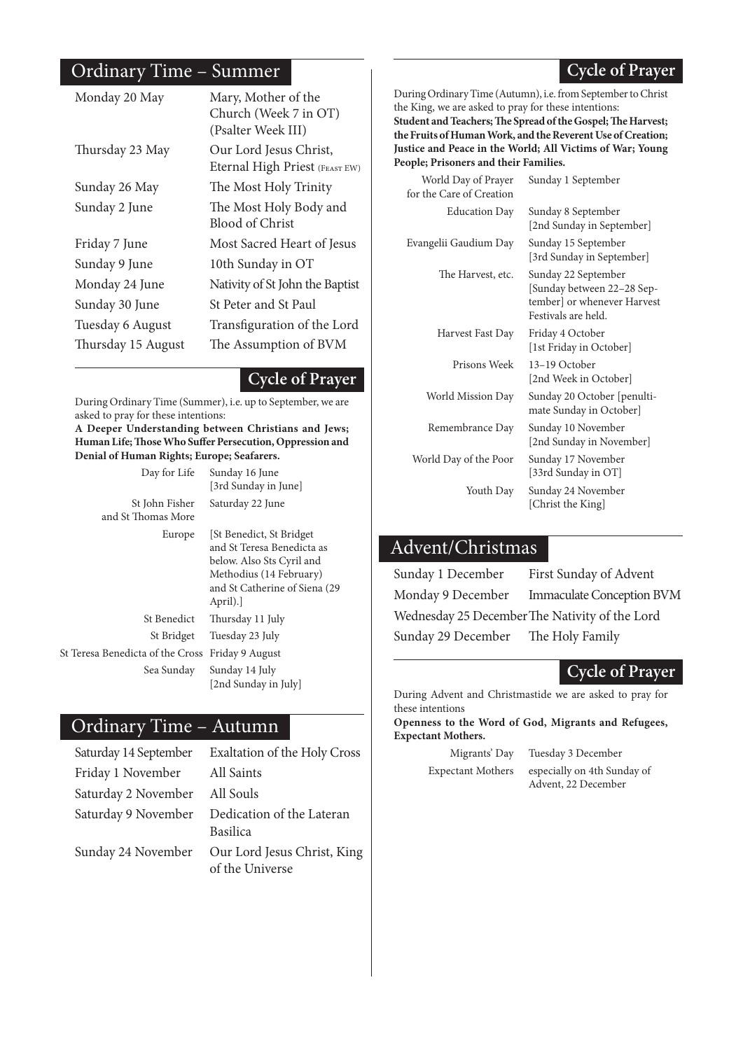## Ordinary Time – Summer

| | |
|---|---|
| Monday 20 May | Mary, Mother of the Church (Week 7 in OT) (Psalter Week III) |
| Thursday 23 May | Our Lord Jesus Christ, Eternal High Priest (Feast EW) |
| Sunday 26 May | The Most Holy Trinity |
| Sunday 2 June | The Most Holy Body and Blood of Christ |
| Friday 7 June | Most Sacred Heart of Jesus |
| Sunday 9 June | 10th Sunday in OT |
| Monday 24 June | Nativity of St John the Baptist |
| Sunday 30 June | St Peter and St Paul |
| Tuesday 6 August | Transfiguration of the Lord |
| Thursday 15 August | The Assumption of BVM |

### Cycle of Prayer

During Ordinary Time (Summer), i.e. up to September, we are asked to pray for these intentions:
**A Deeper Understanding between Christians and Jews; Human Life; Those Who Suffer Persecution, Oppression and Denial of Human Rights; Europe; Seafarers.**

| | |
|---|---|
| Day for Life | Sunday 16 June [3rd Sunday in June] |
| St John Fisher and St Thomas More | Saturday 22 June |
| Europe | [St Benedict, St Bridget and St Teresa Benedicta as below. Also Sts Cyril and Methodius (14 February) and St Catherine of Siena (29 April).] |
| St Benedict | Thursday 11 July |
| St Bridget | Tuesday 23 July |
| St Teresa Benedicta of the Cross | Friday 9 August |
| Sea Sunday | Sunday 14 July [2nd Sunday in July] |

## Ordinary Time – Autumn

| | |
|---|---|
| Saturday 14 September | Exaltation of the Holy Cross |
| Friday 1 November | All Saints |
| Saturday 2 November | All Souls |
| Saturday 9 November | Dedication of the Lateran Basilica |
| Sunday 24 November | Our Lord Jesus Christ, King of the Universe |

### Cycle of Prayer

During Ordinary Time (Autumn), i.e. from September to Christ the King, we are asked to pray for these intentions:
**Student and Teachers; The Spread of the Gospel; The Harvest; the Fruits of Human Work, and the Reverent Use of Creation; Justice and Peace in the World; All Victims of War; Young People; Prisoners and their Families.**

| | |
|---|---|
| World Day of Prayer for the Care of Creation | Sunday 1 September |
| Education Day | Sunday 8 September [2nd Sunday in September] |
| Evangelii Gaudium Day | Sunday 15 September [3rd Sunday in September] |
| The Harvest, etc. | Sunday 22 September [Sunday between 22–28 September] or whenever Harvest Festivals are held. |
| Harvest Fast Day | Friday 4 October [1st Friday in October] |
| Prisons Week | 13–19 October [2nd Week in October] |
| World Mission Day | Sunday 20 October [penultimate Sunday in October] |
| Remembrance Day | Sunday 10 November [2nd Sunday in November] |
| World Day of the Poor | Sunday 17 November [33rd Sunday in OT] |
| Youth Day | Sunday 24 November [Christ the King] |

## Advent/Christmas

| | |
|---|---|
| Sunday 1 December | First Sunday of Advent |
| Monday 9 December | Immaculate Conception BVM |
| Wednesday 25 December | The Nativity of the Lord |
| Sunday 29 December | The Holy Family |

### Cycle of Prayer

During Advent and Christmastide we are asked to pray for these intentions
**Openness to the Word of God, Migrants and Refugees, Expectant Mothers.**

| | |
|---|---|
| Migrants' Day | Tuesday 3 December |
| Expectant Mothers | especially on 4th Sunday of Advent, 22 December |